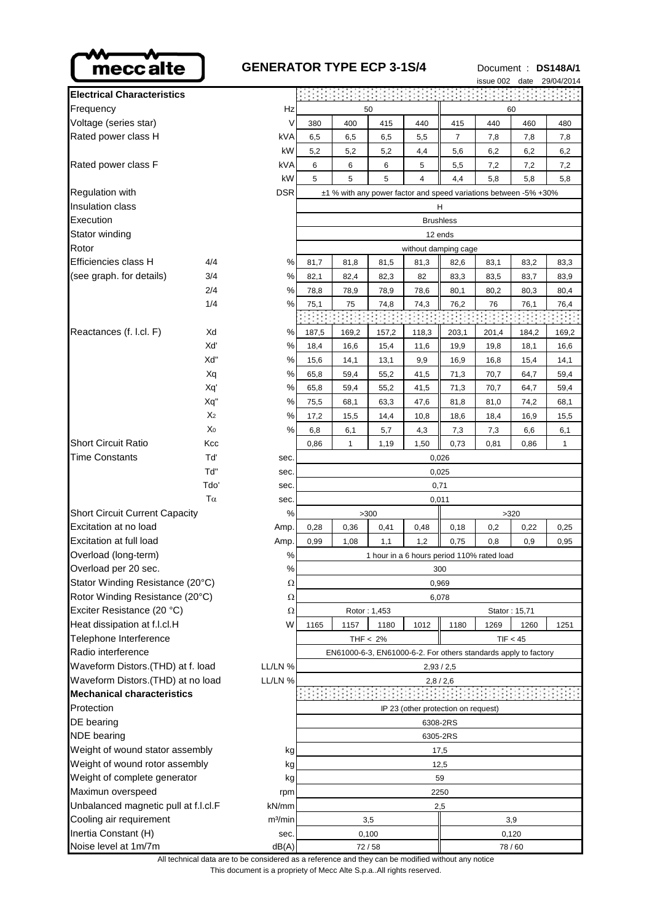meccalte

# GENERATOR TYPE ECP 3-1S/4

Document : **DS148A/1**

issue 002 date 29/04/2014

| **Electrical Characteristics** | | | | | | | | | | | |
|---|---|---|---|---|---|---|---|---|---|---|---|
| Frequency | | Hz | 50 | | | | 60 | | | | |
| Voltage (series star) | | V | 380 | 400 | 415 | 440 | 415 | 440 | 460 | 480 | |
| Rated power class H | | kVA | 6,5 | 6,5 | 6,5 | 5,5 | 7 | 7,8 | 7,8 | 7,8 | |
| | | kW | 5,2 | 5,2 | 5,2 | 4,4 | 5,6 | 6,2 | 6,2 | 6,2 | |
| Rated power class F | | kVA | 6 | 6 | 6 | 5 | 5,5 | 7,2 | 7,2 | 7,2 | |
| | | kW | 5 | 5 | 5 | 4 | 4,4 | 5,8 | 5,8 | 5,8 | |
| Regulation with | | DSR | ±1 % with any power factor and speed variations between -5% +30% | | | | | | | | |
| Insulation class | | | H | | | | | | | | |
| Execution | | | Brushless | | | | | | | | |
| Stator winding | | | 12 ends | | | | | | | | |
| Rotor | | | without damping cage | | | | | | | | |
| Efficiencies class H | 4/4 | % | 81,7 | 81,8 | 81,5 | 81,3 | 82,6 | 83,1 | 83,2 | 83,3 | |
| (see graph. for details) | 3/4 | % | 82,1 | 82,4 | 82,3 | 82 | 83,3 | 83,5 | 83,7 | 83,9 | |
| | 2/4 | % | 78,8 | 78,9 | 78,9 | 78,6 | 80,1 | 80,2 | 80,3 | 80,4 | |
| | 1/4 | % | 75,1 | 75 | 74,8 | 74,3 | 76,2 | 76 | 76,1 | 76,4 | |
| Reactances (f. l.cl. F) | Xd | % | 187,5 | 169,2 | 157,2 | 118,3 | 203,1 | 201,4 | 184,2 | 169,2 | |
| | Xd' | % | 18,4 | 16,6 | 15,4 | 11,6 | 19,9 | 19,8 | 18,1 | 16,6 | |
| | Xd" | % | 15,6 | 14,1 | 13,1 | 9,9 | 16,9 | 16,8 | 15,4 | 14,1 | |
| | Xq | % | 65,8 | 59,4 | 55,2 | 41,5 | 71,3 | 70,7 | 64,7 | 59,4 | |
| | Xq' | % | 65,8 | 59,4 | 55,2 | 41,5 | 71,3 | 70,7 | 64,7 | 59,4 | |
| | Xq" | % | 75,5 | 68,1 | 63,3 | 47,6 | 81,8 | 81,0 | 74,2 | 68,1 | |
| | $X_2$ | % | 17,2 | 15,5 | 14,4 | 10,8 | 18,6 | 18,4 | 16,9 | 15,5 | |
| | $X_0$ | % | 6,8 | 6,1 | 5,7 | 4,3 | 7,3 | 7,3 | 6,6 | 6,1 | |
| Short Circuit Ratio | Kcc | | 0,86 | 1 | 1,19 | 1,50 | 0,73 | 0,81 | 0,86 | 1 | |
| Time Constants | Td' | sec. | 0,026 | | | | | | | | |
| | Td" | sec. | 0,025 | | | | | | | | |
| | Tdo' | sec. | 0,71 | | | | | | | | |
| | Tα | sec. | 0,011 | | | | | | | | |
| Short Circuit Current Capacity | | % | >300 | | | | >320 | | | | |
| Excitation at no load | | Amp. | 0,28 | 0,36 | 0,41 | 0,48 | 0,18 | 0,2 | 0,22 | 0,25 | |
| Excitation at full load | | Amp. | 0,99 | 1,08 | 1,1 | 1,2 | 0,75 | 0,8 | 0,9 | 0,95 | |
| Overload (long-term) | | % | 1 hour in a 6 hours period 110% rated load | | | | | | | | |
| Overload per 20 sec. | | % | 300 | | | | | | | | |
| Stator Winding Resistance (20°C) | | Ω | 0,969 | | | | | | | | |
| Rotor Winding Resistance (20°C) | | Ω | 6,078 | | | | | | | | |
| Exciter Resistance (20 °C) | | Ω | Rotor : 1,453 | | | | Stator : 15,71 | | | | |
| Heat dissipation at f.l.cl.H | | W | 1165 | 1157 | 1180 | 1012 | 1180 | 1269 | 1260 | 1251 | |
| Telephone Interference | | | THF < 2% | | | | TIF < 45 | | | | |
| Radio interference | | | EN61000-6-3, EN61000-6-2. For others standards apply to factory | | | | | | | | |
| Waveform Distors.(THD) at f. load | | LL/LN % | 2,93 / 2,5 | | | | | | | | |
| Waveform Distors.(THD) at no load | | LL/LN % | 2,8 / 2,6 | | | | | | | | |
| **Mechanical characteristics** | | | | | | | | | | | |
| Protection | | | IP 23 (other protection on request) | | | | | | | | |
| DE bearing | | | 6308-2RS | | | | | | | | |
| NDE bearing | | | 6305-2RS | | | | | | | | |
| Weight of wound stator assembly | | kg | 17,5 | | | | | | | | |
| Weight of wound rotor assembly | | kg | 12,5 | | | | | | | | |
| Weight of complete generator | | kg | 59 | | | | | | | | |
| Maximun overspeed | | rpm | 2250 | | | | | | | | |
| Unbalanced magnetic pull at f.l.cl.F | | kN/mm | 2,5 | | | | | | | | |
| Cooling air requirement | | m³/min | 3,5 | | | | 3,9 | | | | |
| Inertia Constant (H) | | sec. | 0,100 | | | | 0,120 | | | | |
| Noise level at 1m/7m | | dB(A) | 72 / 58 | | | | 78 / 60 | | | | |

All technical data are to be considered as a reference and they can be modified without any notice

This document is a propriety of Mecc Alte S.p.a..All rights reserved.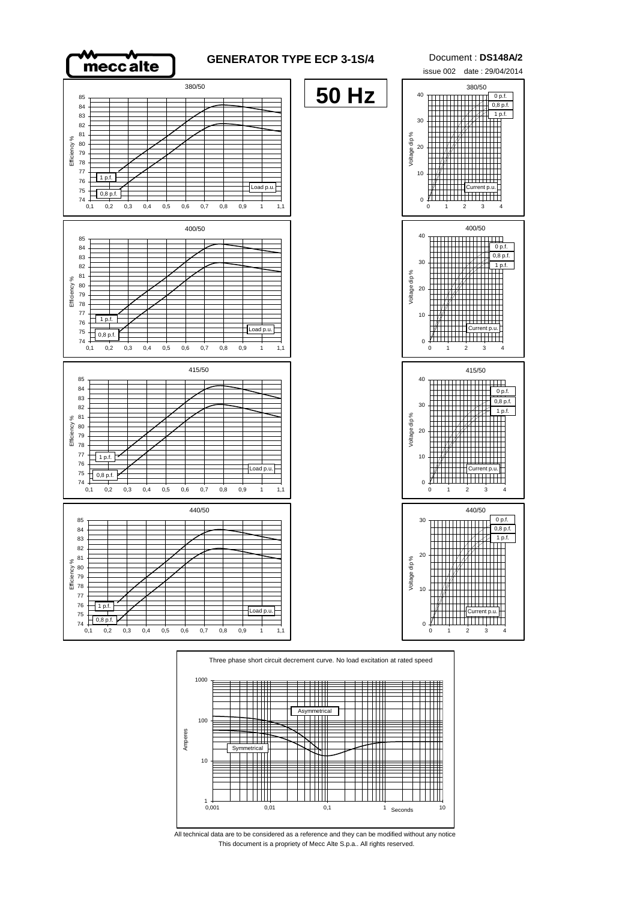# GENERATOR TYPE ECP 3-1S/4

Document : **DS148A/2**

issue 002 date : 29/04/2014

## 50 Hz

380/50

Efficiency %

1 p.f.

0,8 p.f.

Load p.u.

380/50

Voltage dip %

0 p.f.

0,8 p.f.

1 p.f.

Current p.u.

400/50

Efficiency %

1 p.f.

0,8 p.f.

Load p.u.

400/50

Voltage dip %

0 p.f.

0,8 p.f.

1 p.f.

Current p.u.

415/50

Efficiency %

1 p.f.

0,8 p.f.

Load p.u.

415/50

Voltage dip %

0 p.f.

0,8 p.f.

1 p.f.

Current p.u.

440/50

Efficiency %

1 p.f.

0,8 p.f.

Load p.u.

440/50

Voltage dip %

0 p.f.

0,8 p.f.

1 p.f.

Current p.u.

Three phase short circuit decrement curve. No load excitation at rated speed

Amperes

Asymmetrical

Symmetrical

Seconds

All technical data are to be considered as a reference and they can be modified without any notice

This document is a propriety of Mecc Alte S.p.a.. All rights reserved.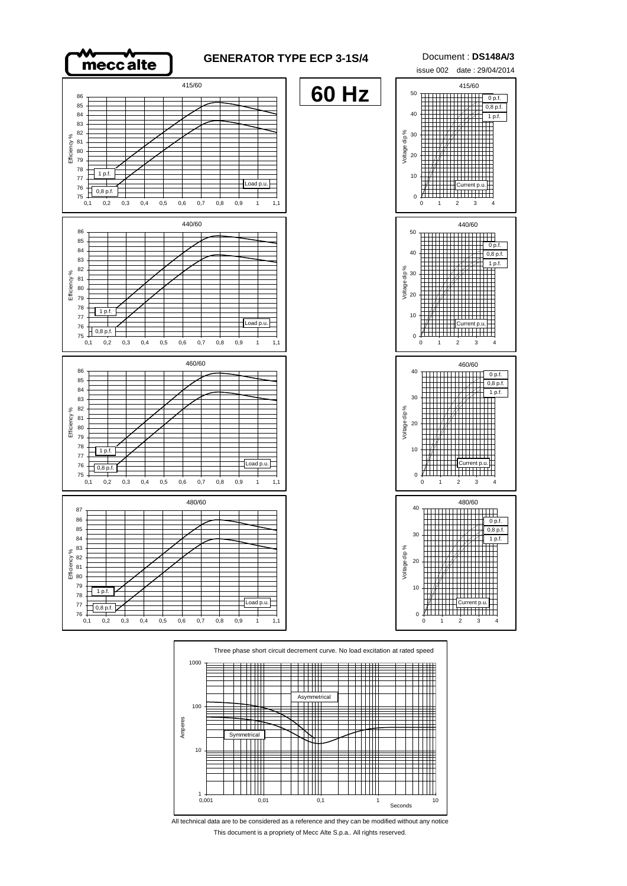# GENERATOR TYPE ECP 3-1S/4

Document : **DS148A/3**

issue 002 date : 29/04/2014

**60 Hz**

415/60

Efficiency % — 1 p.f., 0,8 p.f. — Load p.u.

415/60

Voltage dip % — 0 p.f., 0,8 p.f., 1 p.f. — Current p.u.

440/60

Efficiency % — 1 p.f., 0,8 p.f. — Load p.u.

440/60

Voltage dip % — 0 p.f., 0,8 p.f., 1 p.f. — Current p.u.

460/60

Efficiency % — 1 p.f., 0,8 p.f. — Load p.u.

460/60

Voltage dip % — 0 p.f., 0,8 p.f., 1 p.f. — Current p.u.

480/60

Efficiency % — 1 p.f., 0,8 p.f. — Load p.u.

480/60

Voltage dip % — 0 p.f., 0,8 p.f., 1 p.f. — Current p.u.

Three phase short circuit decrement curve. No load excitation at rated speed

Amperes — Asymmetrical, Symmetrical — Seconds

All technical data are to be considered as a reference and they can be modified without any notice

This document is a propriety of Mecc Alte S.p.a.. All rights reserved.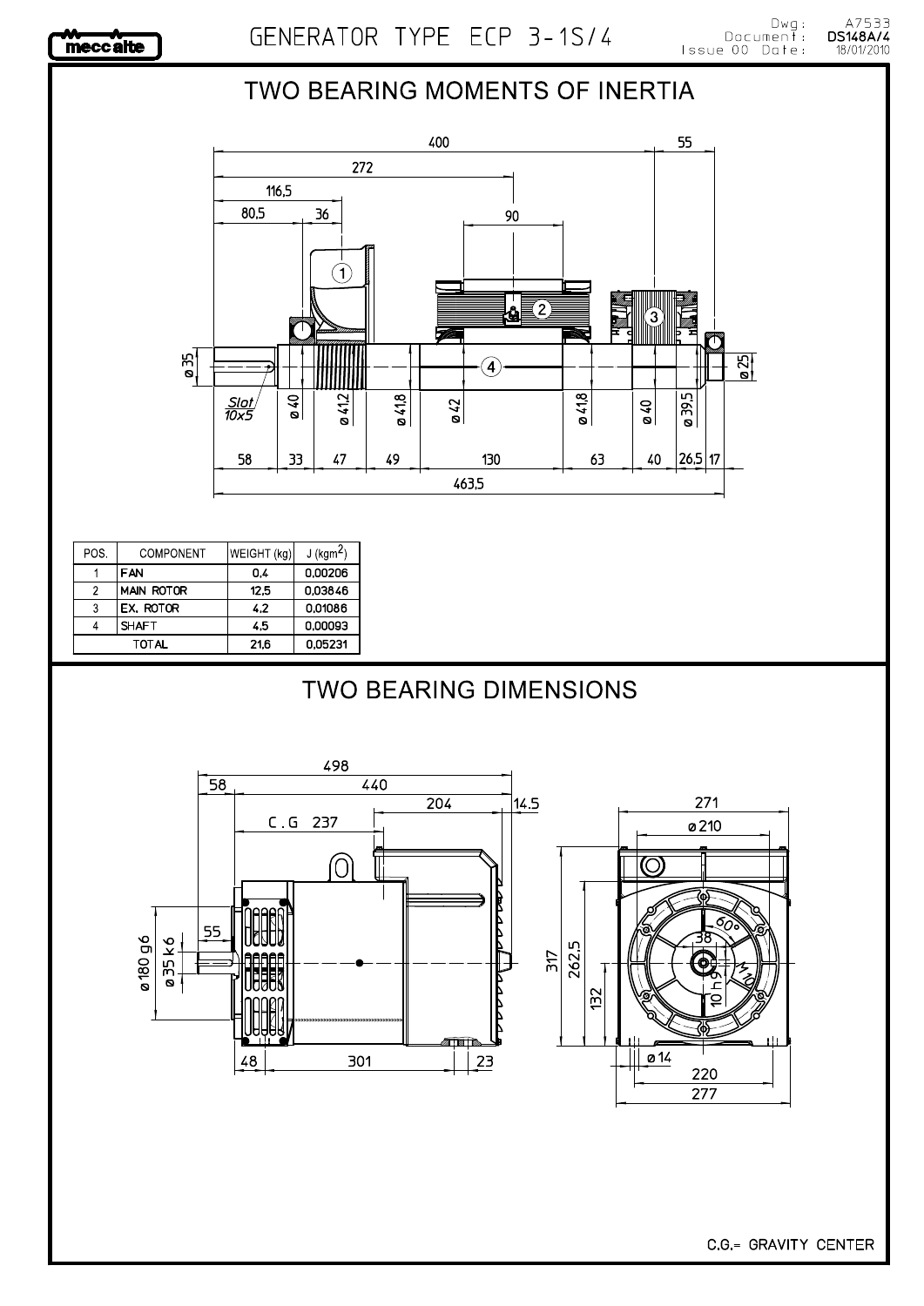# GENERATOR TYPE ECP 3-1S/4

Dwg: A7533
Document: DS148A/4
Issue 00 Date: 18/01/2010

## TWO BEARING MOMENTS OF INERTIA

| POS. | COMPONENT | WEIGHT (kg) | J (kgm$^2$) |
|---|---|---|---|
| 1 | FAN | 0,4 | 0,00206 |
| 2 | MAIN ROTOR | 12,5 | 0,03846 |
| 3 | EX. ROTOR | 4,2 | 0,01086 |
| 4 | SHAFT | 4,5 | 0,00093 |
| TOTAL | | 21,6 | 0,05231 |

## TWO BEARING DIMENSIONS

C.G.= GRAVITY CENTER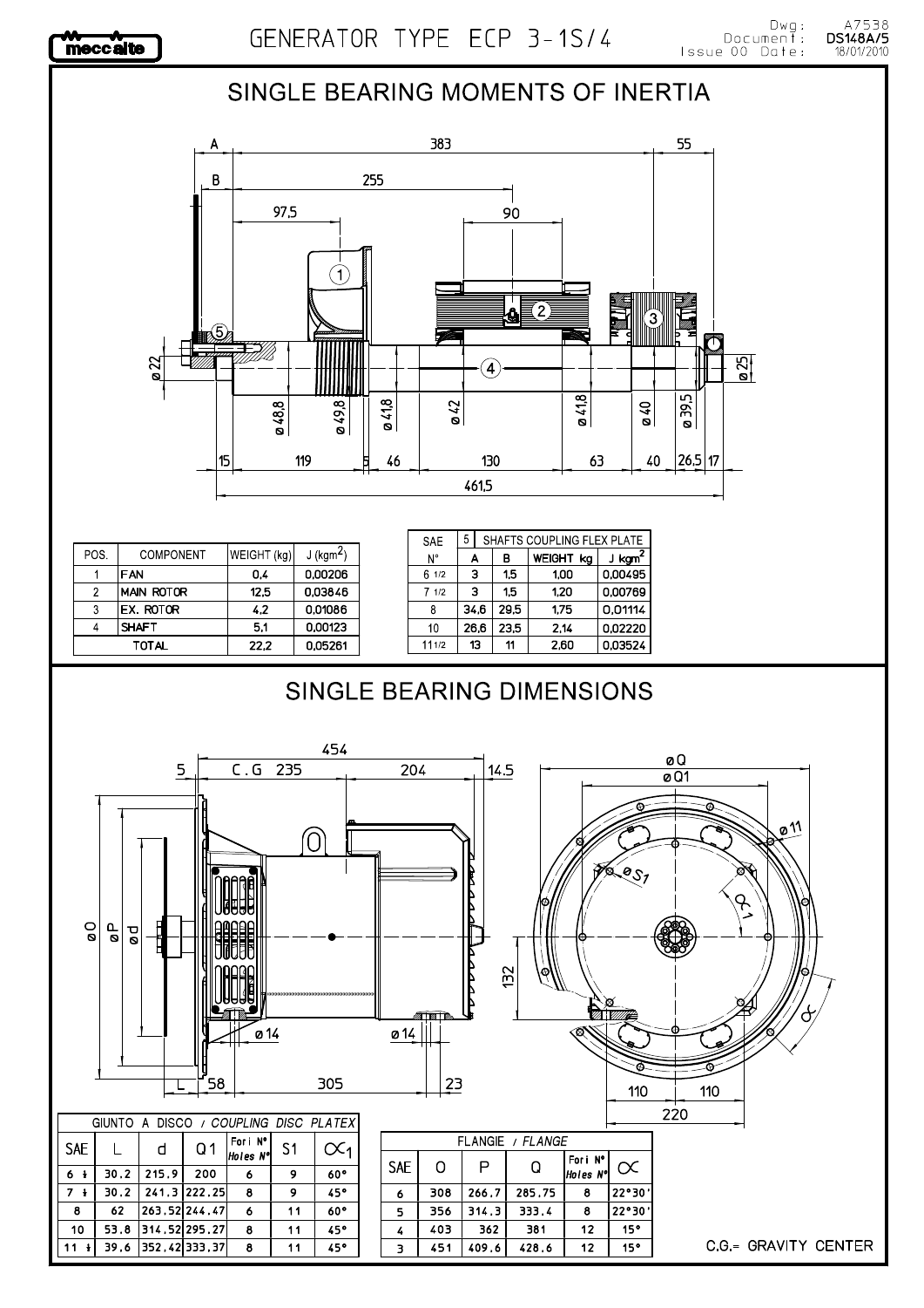# GENERATOR TYPE ECP 3-1S/4

Dwg: A7538
Document: DS148A/5
Issue 00 Date: 18/01/2010

## SINGLE BEARING MOMENTS OF INERTIA

A 383 55
B 255
97,5 90
ø22 ø48,8 ø49,8 ø41,8 ø42 ø41,8 ø40 ø39,5 ø25
15 119 5 46 130 63 40 26,5 17
461,5

| POS. | COMPONENT | WEIGHT (kg) | J ($kgm^2$) |
|---|---|---|---|
| 1 | FAN | 0,4 | 0,00206 |
| 2 | MAIN ROTOR | 12,5 | 0,03846 |
| 3 | EX. ROTOR | 4,2 | 0,01086 |
| 4 | SHAFT | 5,1 | 0,00123 |
| TOTAL | | 22,2 | 0,05261 |

| SAE | 5 SHAFTS COUPLING FLEX PLATE | | | |
|---|---|---|---|---|
| N° | A | B | WEIGHT kg | J $kgm^2$ |
| 6 1/2 | 3 | 1,5 | 1,00 | 0,00495 |
| 7 1/2 | 3 | 1,5 | 1,20 | 0,00769 |
| 8 | 34,6 | 29,5 | 1,75 | 0,01114 |
| 10 | 26,6 | 23,5 | 2,14 | 0,02220 |
| 11 1/2 | 13 | 11 | 2,60 | 0,03524 |

## SINGLE BEARING DIMENSIONS

454
5 C.G 235 204 14,5
øO øP ød ø14 ø14 132
L 58 305 23
øQ øQ1 ø11 øS1 $\alpha_1$ $\alpha$
110 110
220

| GIUNTO A DISCO / *COUPLING DISC PLATEX* | | | | | | |
|---|---|---|---|---|---|---|
| SAE | L | d | Q1 | Fori N° *Holes N°* | S1 | $\alpha_1$ |
| 6 ½ | 30,2 | 215,9 | 200 | 6 | 9 | 60° |
| 7 ½ | 30,2 | 241,3 | 222,25 | 8 | 9 | 45° |
| 8 | 62 | 263,52 | 244,47 | 6 | 11 | 60° |
| 10 | 53,8 | 314,52 | 295,27 | 8 | 11 | 45° |
| 11 ½ | 39,6 | 352,42 | 333,37 | 8 | 11 | 45° |

| FLANGIE / *FLANGE* | | | | | |
|---|---|---|---|---|---|
| SAE | O | P | Q | Fori N° *Holes N°* | $\alpha$ |
| 6 | 308 | 266,7 | 285,75 | 8 | 22°30' |
| 5 | 356 | 314,3 | 333,4 | 8 | 22°30' |
| 4 | 403 | 362 | 381 | 12 | 15° |
| 3 | 451 | 409,6 | 428,6 | 12 | 15° |

C.G.= GRAVITY CENTER